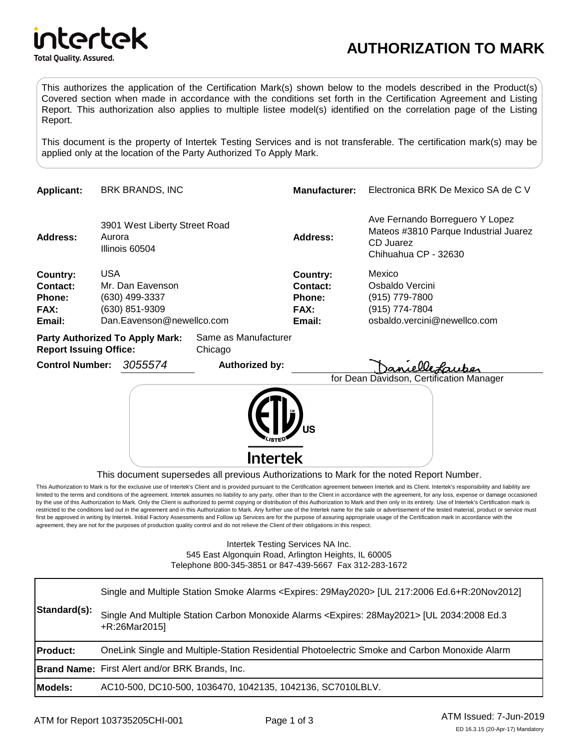intertek
Total Quality. Assured.

# AUTHORIZATION TO MARK

This authorizes the application of the Certification Mark(s) shown below to the models described in the Product(s) Covered section when made in accordance with the conditions set forth in the Certification Agreement and Listing Report. This authorization also applies to multiple listee model(s) identified on the correlation page of the Listing Report.

This document is the property of Intertek Testing Services and is not transferable. The certification mark(s) may be applied only at the location of the Party Authorized To Apply Mark.

| | | | |
|---|---|---|---|
| **Applicant:** | BRK BRANDS, INC | **Manufacturer:** | Electronica BRK De Mexico SA de C V |
| **Address:** | 3901 West Liberty Street Road<br>Aurora<br>Illinois 60504 | **Address:** | Ave Fernando Borreguero Y Lopez<br>Mateos #3810 Parque Industrial Juarez<br>CD Juarez<br>Chihuahua CP - 32630 |
| **Country:** | USA | **Country:** | Mexico |
| **Contact:** | Mr. Dan Eavenson | **Contact:** | Osbaldo Vercini |
| **Phone:** | (630) 499-3337 | **Phone:** | (915) 779-7800 |
| **FAX:** | (630) 851-9309 | **FAX:** | (915) 774-7804 |
| **Email:** | Dan.Eavenson@newellco.com | **Email:** | osbaldo.vercini@newellco.com |

**Party Authorized To Apply Mark:** Same as Manufacturer
**Report Issuing Office:** Chicago

**Control Number:** *3055574* **Authorized by:** Danielle Lauber
for Dean Davidson, Certification Manager

ETL Listed US
Intertek

This document supersedes all previous Authorizations to Mark for the noted Report Number.

This Authorization to Mark is for the exclusive use of Intertek's Client and is provided pursuant to the Certification agreement between Intertek and its Client. Intertek's responsibility and liability are limited to the terms and conditions of the agreement. Intertek assumes no liability to any party, other than to the Client in accordance with the agreement, for any loss, expense or damage occasioned by the use of this Authorization to Mark. Only the Client is authorized to permit copying or distribution of this Authorization to Mark and then only in its entirety. Use of Intertek's Certification mark is restricted to the conditions laid out in the agreement and in this Authorization to Mark. Any further use of the Intertek name for the sale or advertisement of the tested material, product or service must first be approved in writing by Intertek. Initial Factory Assessments and Follow up Services are for the purpose of assuring appropriate usage of the Certification mark in accordance with the agreement, they are not for the purposes of production quality control and do not relieve the Client of their obligations in this respect.

Intertek Testing Services NA Inc.
545 East Algonquin Road, Arlington Heights, IL 60005
Telephone 800-345-3851 or 847-439-5667 Fax 312-283-1672

| | |
|---|---|
| **Standard(s):** | Single and Multiple Station Smoke Alarms <Expires: 29May2020> [UL 217:2006 Ed.6+R:20Nov2012]<br><br>Single And Multiple Station Carbon Monoxide Alarms <Expires: 28May2021> [UL 2034:2008 Ed.3 +R:26Mar2015] |
| **Product:** | OneLink Single and Multiple-Station Residential Photoelectric Smoke and Carbon Monoxide Alarm |
| **Brand Name:** | First Alert and/or BRK Brands, Inc. |
| **Models:** | AC10-500, DC10-500, 1036470, 1042135, 1042136, SC7010LBLV. |

ATM for Report 103735205CHI-001

ATM Issued: 7-Jun-2019
ED 16.3.15 (20-Apr-17) Mandatory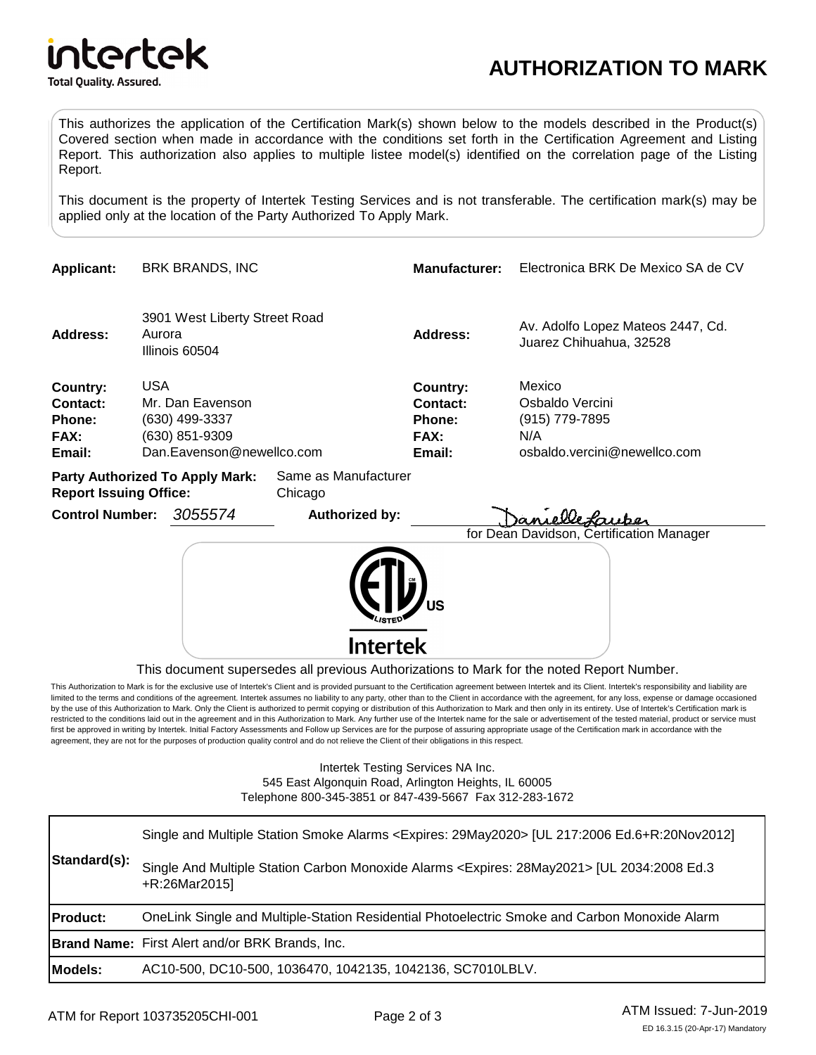intertek

Total Quality. Assured.

# AUTHORIZATION TO MARK

This authorizes the application of the Certification Mark(s) shown below to the models described in the Product(s) Covered section when made in accordance with the conditions set forth in the Certification Agreement and Listing Report. This authorization also applies to multiple listee model(s) identified on the correlation page of the Listing Report.

This document is the property of Intertek Testing Services and is not transferable. The certification mark(s) may be applied only at the location of the Party Authorized To Apply Mark.

| | | | |
|---|---|---|---|
| **Applicant:** | BRK BRANDS, INC | **Manufacturer:** | Electronica BRK De Mexico SA de CV |
| **Address:** | 3901 West Liberty Street Road<br>Aurora<br>Illinois 60504 | **Address:** | Av. Adolfo Lopez Mateos 2447, Cd. Juarez Chihuahua, 32528 |
| **Country:** | USA | **Country:** | Mexico |
| **Contact:** | Mr. Dan Eavenson | **Contact:** | Osbaldo Vercini |
| **Phone:** | (630) 499-3337 | **Phone:** | (915) 779-7895 |
| **FAX:** | (630) 851-9309 | **FAX:** | N/A |
| **Email:** | Dan.Eavenson@newellco.com | **Email:** | osbaldo.vercini@newellco.com |

**Party Authorized To Apply Mark:** Same as Manufacturer
**Report Issuing Office:** Chicago

**Control Number:** *3055574* **Authorized by:** Danielle Lauber
for Dean Davidson, Certification Manager

ETL LISTED CM US
Intertek

This document supersedes all previous Authorizations to Mark for the noted Report Number.

This Authorization to Mark is for the exclusive use of Intertek's Client and is provided pursuant to the Certification agreement between Intertek and its Client. Intertek's responsibility and liability are limited to the terms and conditions of the agreement. Intertek assumes no liability to any party, other than to the Client in accordance with the agreement, for any loss, expense or damage occasioned by the use of this Authorization to Mark. Only the Client is authorized to permit copying or distribution of this Authorization to Mark and then only in its entirety. Use of Intertek's Certification mark is restricted to the conditions laid out in the agreement and in this Authorization to Mark. Any further use of the Intertek name for the sale or advertisement of the tested material, product or service must first be approved in writing by Intertek. Initial Factory Assessments and Follow up Services are for the purpose of assuring appropriate usage of the Certification mark in accordance with the agreement, they are not for the purposes of production quality control and do not relieve the Client of their obligations in this respect.

Intertek Testing Services NA Inc.
545 East Algonquin Road, Arlington Heights, IL 60005
Telephone 800-345-3851 or 847-439-5667 Fax 312-283-1672

| | |
|---|---|
| **Standard(s):** | Single and Multiple Station Smoke Alarms <Expires: 29May2020> [UL 217:2006 Ed.6+R:20Nov2012]<br><br>Single And Multiple Station Carbon Monoxide Alarms <Expires: 28May2021> [UL 2034:2008 Ed.3 +R:26Mar2015] |
| **Product:** | OneLink Single and Multiple-Station Residential Photoelectric Smoke and Carbon Monoxide Alarm |
| **Brand Name:** | First Alert and/or BRK Brands, Inc. |
| **Models:** | AC10-500, DC10-500, 1036470, 1042135, 1042136, SC7010LBLV. |

ATM for Report 103735205CHI-001

ATM Issued: 7-Jun-2019

ED 16.3.15 (20-Apr-17) Mandatory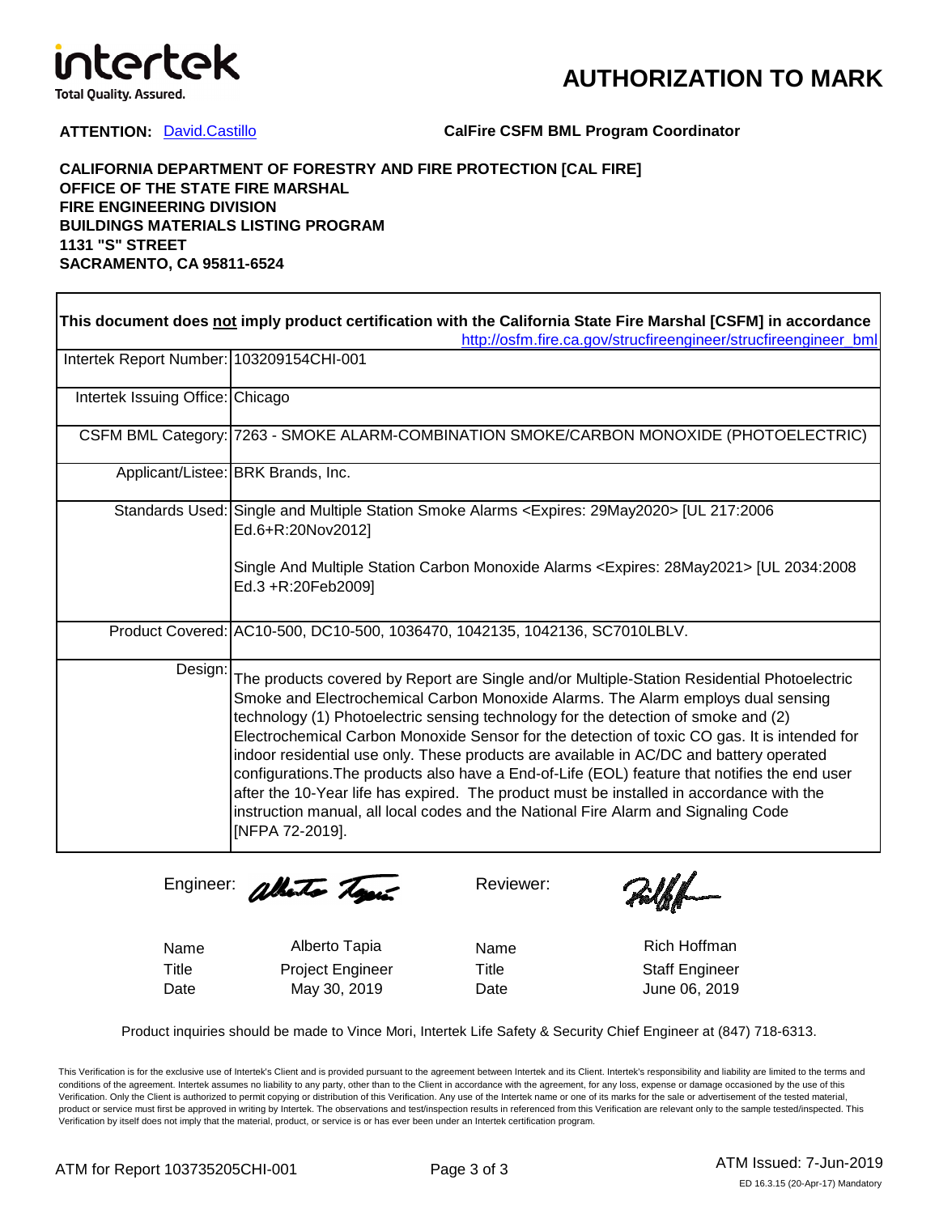intertek
Total Quality. Assured.

# AUTHORIZATION TO MARK

**ATTENTION:** David.Castillo **CalFire CSFM BML Program Coordinator**

**CALIFORNIA DEPARTMENT OF FORESTRY AND FIRE PROTECTION [CAL FIRE]**
**OFFICE OF THE STATE FIRE MARSHAL**
**FIRE ENGINEERING DIVISION**
**BUILDINGS MATERIALS LISTING PROGRAM**
**1131 "S" STREET**
**SACRAMENTO, CA 95811-6524**

**This document does not imply product certification with the California State Fire Marshal [CSFM] in accordance**
http://osfm.fire.ca.gov/strucfireengineer/strucfireengineer_bml

| | |
|---|---|
| Intertek Report Number: | 103209154CHI-001 |
| Intertek Issuing Office: | Chicago |
| CSFM BML Category: | 7263 - SMOKE ALARM-COMBINATION SMOKE/CARBON MONOXIDE (PHOTOELECTRIC) |
| Applicant/Listee: | BRK Brands, Inc. |
| Standards Used: | Single and Multiple Station Smoke Alarms <Expires: 29May2020> [UL 217:2006 Ed.6+R:20Nov2012]<br><br>Single And Multiple Station Carbon Monoxide Alarms <Expires: 28May2021> [UL 2034:2008 Ed.3 +R:20Feb2009] |
| Product Covered: | AC10-500, DC10-500, 1036470, 1042135, 1042136, SC7010LBLV. |
| Design: | The products covered by Report are Single and/or Multiple-Station Residential Photoelectric Smoke and Electrochemical Carbon Monoxide Alarms. The Alarm employs dual sensing technology (1) Photoelectric sensing technology for the detection of smoke and (2) Electrochemical Carbon Monoxide Sensor for the detection of toxic CO gas. It is intended for indoor residential use only. These products are available in AC/DC and battery operated configurations.The products also have a End-of-Life (EOL) feature that notifies the end user after the 10-Year life has expired. The product must be installed in accordance with the instruction manual, all local codes and the National Fire Alarm and Signaling Code [NFPA 72-2019]. |

| Engineer: | | Reviewer: | |
|---|---|---|---|
| Name | Alberto Tapia | Name | Rich Hoffman |
| Title | Project Engineer | Title | Staff Engineer |
| Date | May 30, 2019 | Date | June 06, 2019 |

Product inquiries should be made to Vince Mori, Intertek Life Safety & Security Chief Engineer at (847) 718-6313.

This Verification is for the exclusive use of Intertek's Client and is provided pursuant to the agreement between Intertek and its Client. Intertek's responsibility and liability are limited to the terms and conditions of the agreement. Intertek assumes no liability to any party, other than to the Client in accordance with the agreement, for any loss, expense or damage occasioned by the use of this Verification. Only the Client is authorized to permit copying or distribution of this Verification. Any use of the Intertek name or one of its marks for the sale or advertisement of the tested material, product or service must first be approved in writing by Intertek. The observations and test/inspection results in referenced from this Verification are relevant only to the sample tested/inspected. This Verification by itself does not imply that the material, product, or service is or has ever been under an Intertek certification program.

ATM for Report 103735205CHI-001

ATM Issued: 7-Jun-2019

ED 16.3.15 (20-Apr-17) Mandatory